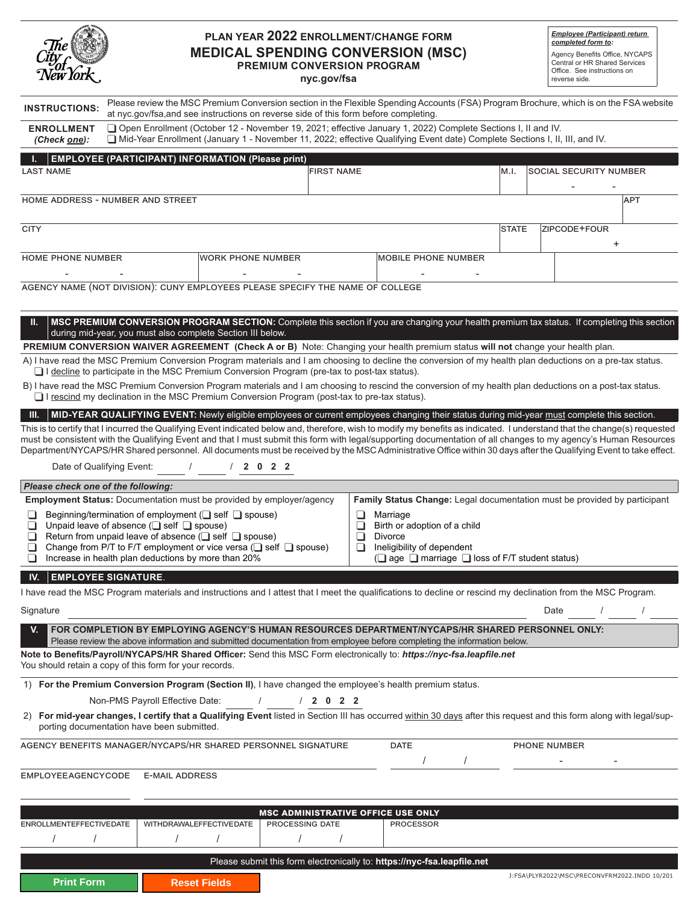The City of New York

# PLAN YEAR 2022 ENROLLMENT/CHANGE FORM
# MEDICAL SPENDING CONVERSION (MSC)
## PREMIUM CONVERSION PROGRAM
**nyc.gov/fsa**

***Employee (Participant) return completed form to:***
Agency Benefits Office, NYCAPS Central or HR Shared Services Office. See instructions on reverse side.

**INSTRUCTIONS:** Please review the MSC Premium Conversion section in the Flexible Spending Accounts (FSA) Program Brochure, which is on the FSA website at nyc.gov/fsa,and see instructions on reverse side of this form before completing.

**ENROLLMENT** *(Check one):*
- ❑ Open Enrollment (October 12 - November 19, 2021; effective January 1, 2022) Complete Sections I, II and IV.
- ❑ Mid-Year Enrollment (January 1 - November 11, 2022; effective Qualifying Event date) Complete Sections I, II, III, and IV.

## I. EMPLOYEE (PARTICIPANT) INFORMATION (Please print)

| LAST NAME | FIRST NAME | M.I. | SOCIAL SECURITY NUMBER |
|---|---|---|---|
| | | | - - |

| HOME ADDRESS - NUMBER AND STREET | APT |
|---|---|
| | |

| CITY | STATE | ZIPCODE+FOUR |
|---|---|---|
| | | + |

| HOME PHONE NUMBER | WORK PHONE NUMBER | MOBILE PHONE NUMBER |
|---|---|---|
| - - | - - | - - |

AGENCY NAME (NOT DIVISION): CUNY EMPLOYEES PLEASE SPECIFY THE NAME OF COLLEGE

## II. MSC PREMIUM CONVERSION PROGRAM SECTION: Complete this section if you are changing your health premium tax status. If completing this section during mid-year, you must also complete Section III below.

**PREMIUM CONVERSION WAIVER AGREEMENT (Check A or B)** Note: Changing your health premium status **will not** change your health plan.

A) I have read the MSC Premium Conversion Program materials and I am choosing to decline the conversion of my health plan deductions on a pre-tax status.
❑ I decline to participate in the MSC Premium Conversion Program (pre-tax to post-tax status).

B) I have read the MSC Premium Conversion Program materials and I am choosing to rescind the conversion of my health plan deductions on a post-tax status.
❑ I rescind my declination in the MSC Premium Conversion Program (post-tax to pre-tax status).

## III. MID-YEAR QUALIFYING EVENT: Newly eligible employees or current employees changing their status during mid-year must complete this section.

This is to certify that I incurred the Qualifying Event indicated below and, therefore, wish to modify my benefits as indicated. I understand that the change(s) requested must be consistent with the Qualifying Event and that I must submit this form with legal/supporting documentation of all changes to my agency's Human Resources Department/NYCAPS/HR Shared personnel. All documents must be received by the MSC Administrative Office within 30 days after the Qualifying Event to take effect.

Date of Qualifying Event: ____ / ____ / **2 0 2 2**

*Please check one of the following:*

| **Employment Status:** Documentation must be provided by employer/agency | **Family Status Change:** Legal documentation must be provided by participant |
|---|---|
| ❑ Beginning/termination of employment (❑ self ❑ spouse) | ❑ Marriage |
| ❑ Unpaid leave of absence (❑ self ❑ spouse) | ❑ Birth or adoption of a child |
| ❑ Return from unpaid leave of absence (❑ self ❑ spouse) | ❑ Divorce |
| ❑ Change from P/T to F/T employment or vice versa (❑ self ❑ spouse) | ❑ Ineligibility of dependent |
| ❑ Increase in health plan deductions by more than 20% | (❑ age ❑ marriage ❑ loss of F/T student status) |

## IV. EMPLOYEE SIGNATURE.

I have read the MSC Program materials and instructions and I attest that I meet the qualifications to decline or rescind my declination from the MSC Program.

Signature ______________________ Date ____ / ____ / ____

## V. FOR COMPLETION BY EMPLOYING AGENCY'S HUMAN RESOURCES DEPARTMENT/NYCAPS/HR SHARED PERSONNEL ONLY:
Please review the above information and submitted documentation from employee before completing the information below.

**Note to Benefits/Payroll/NYCAPS/HR Shared Officer:** Send this MSC Form electronically to: ***https://nyc-fsa.leapfile.net***
You should retain a copy of this form for your records.

1) **For the Premium Conversion Program (Section II)**, I have changed the employee's health premium status.

Non-PMS Payroll Effective Date: ____ / ____ / **2 0 2 2**

2) **For mid-year changes, I certify that a Qualifying Event** listed in Section III has occurred within 30 days after this request and this form along with legal/supporting documentation have been submitted.

| AGENCY BENEFITS MANAGER/NYCAPS/HR SHARED PERSONNEL SIGNATURE | DATE | PHONE NUMBER |
|---|---|---|
| | / / | - - |

| EMPLOYEEAGENCYCODE | E-MAIL ADDRESS |
|---|---|
| | |

**MSC ADMINISTRATIVE OFFICE USE ONLY**

| ENROLLMENTEFFECTIVEDATE | WITHDRAWALEFFECTIVEDATE | PROCESSING DATE | PROCESSOR |
|---|---|---|---|
| / / | / / | / / | |

Please submit this form electronically to: **https://nyc-fsa.leapfile.net**

J:FSA\PLYR2022\MSC\PRECONVFRM2022.INDD 10/201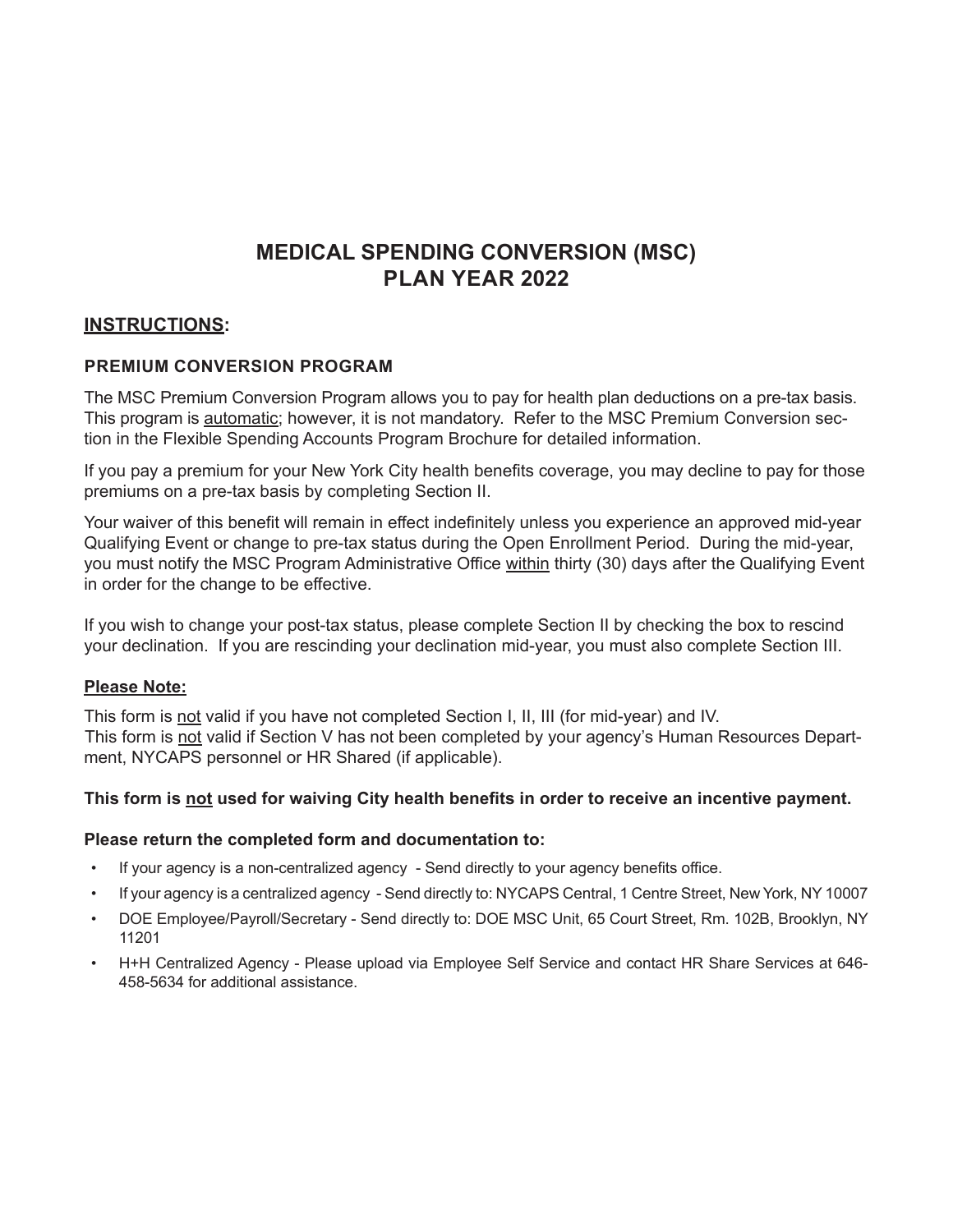# MEDICAL SPENDING CONVERSION (MSC) PLAN YEAR 2022

## INSTRUCTIONS:

### PREMIUM CONVERSION PROGRAM

The MSC Premium Conversion Program allows you to pay for health plan deductions on a pre-tax basis. This program is automatic; however, it is not mandatory. Refer to the MSC Premium Conversion section in the Flexible Spending Accounts Program Brochure for detailed information.

If you pay a premium for your New York City health benefits coverage, you may decline to pay for those premiums on a pre-tax basis by completing Section II.

Your waiver of this benefit will remain in effect indefinitely unless you experience an approved mid-year Qualifying Event or change to pre-tax status during the Open Enrollment Period. During the mid-year, you must notify the MSC Program Administrative Office within thirty (30) days after the Qualifying Event in order for the change to be effective.

If you wish to change your post-tax status, please complete Section II by checking the box to rescind your declination. If you are rescinding your declination mid-year, you must also complete Section III.

**Please Note:**

This form is not valid if you have not completed Section I, II, III (for mid-year) and IV.
This form is not valid if Section V has not been completed by your agency's Human Resources Department, NYCAPS personnel or HR Shared (if applicable).

**This form is not used for waiving City health benefits in order to receive an incentive payment.**

**Please return the completed form and documentation to:**

- If your agency is a non-centralized agency - Send directly to your agency benefits office.
- If your agency is a centralized agency - Send directly to: NYCAPS Central, 1 Centre Street, New York, NY 10007
- DOE Employee/Payroll/Secretary - Send directly to: DOE MSC Unit, 65 Court Street, Rm. 102B, Brooklyn, NY 11201
- H+H Centralized Agency - Please upload via Employee Self Service and contact HR Share Services at 646-458-5634 for additional assistance.